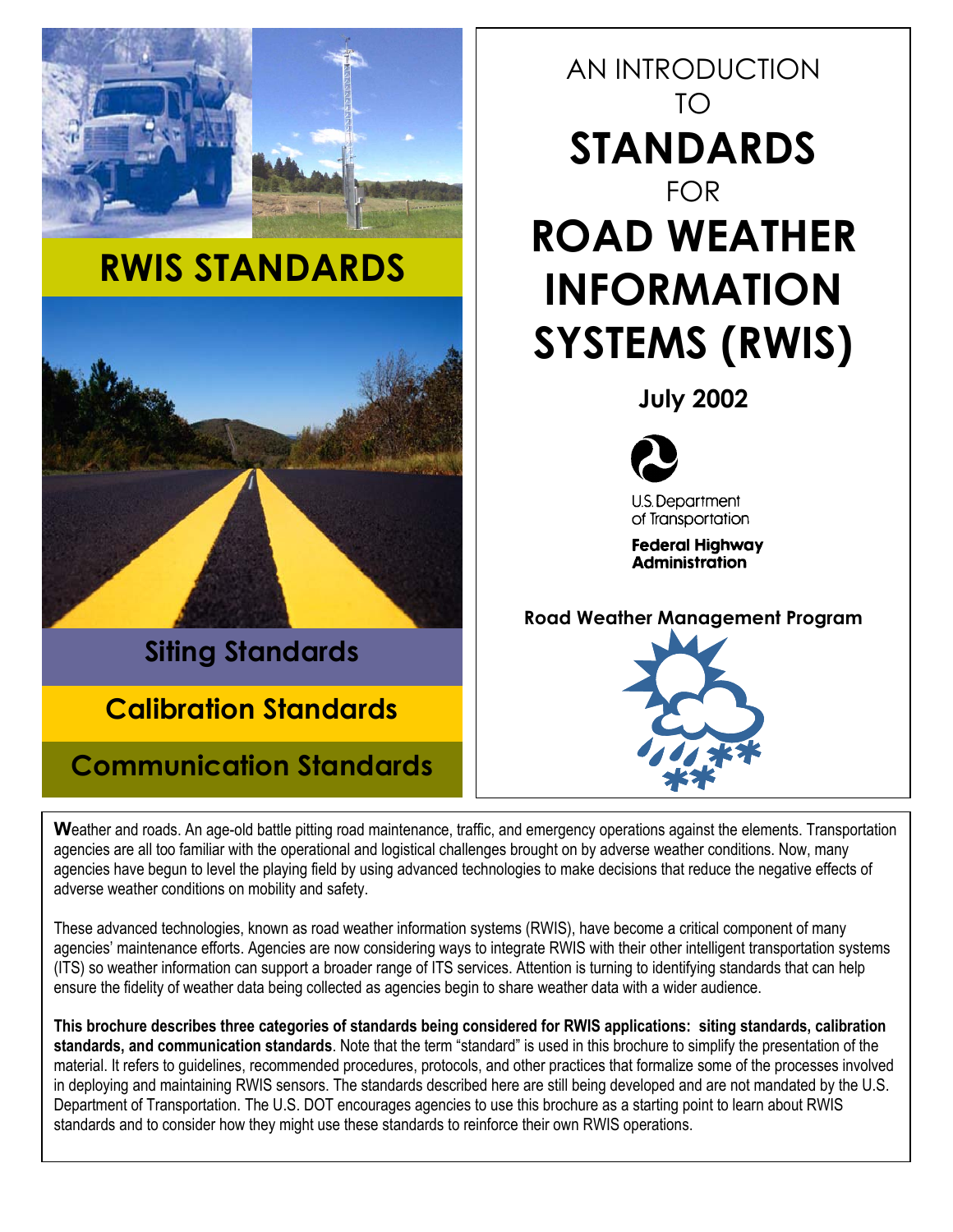# RWIS STANDARDS

**Siting Standards**

**Calibration Standards**

**Communication Standards**

# AN INTRODUCTION TO STANDARDS FOR ROAD WEATHER INFORMATION SYSTEMS (RWIS)

**July 2002**

U.S. Department of Transportation

**Federal Highway Administration**

**Road Weather Management Program**

Weather and roads. An age-old battle pitting road maintenance, traffic, and emergency operations against the elements. Transportation agencies are all too familiar with the operational and logistical challenges brought on by adverse weather conditions. Now, many agencies have begun to level the playing field by using advanced technologies to make decisions that reduce the negative effects of adverse weather conditions on mobility and safety.

These advanced technologies, known as road weather information systems (RWIS), have become a critical component of many agencies' maintenance efforts. Agencies are now considering ways to integrate RWIS with their other intelligent transportation systems (ITS) so weather information can support a broader range of ITS services. Attention is turning to identifying standards that can help ensure the fidelity of weather data being collected as agencies begin to share weather data with a wider audience.

**This brochure describes three categories of standards being considered for RWIS applications: siting standards, calibration standards, and communication standards**. Note that the term "standard" is used in this brochure to simplify the presentation of the material. It refers to guidelines, recommended procedures, protocols, and other practices that formalize some of the processes involved in deploying and maintaining RWIS sensors. The standards described here are still being developed and are not mandated by the U.S. Department of Transportation. The U.S. DOT encourages agencies to use this brochure as a starting point to learn about RWIS standards and to consider how they might use these standards to reinforce their own RWIS operations.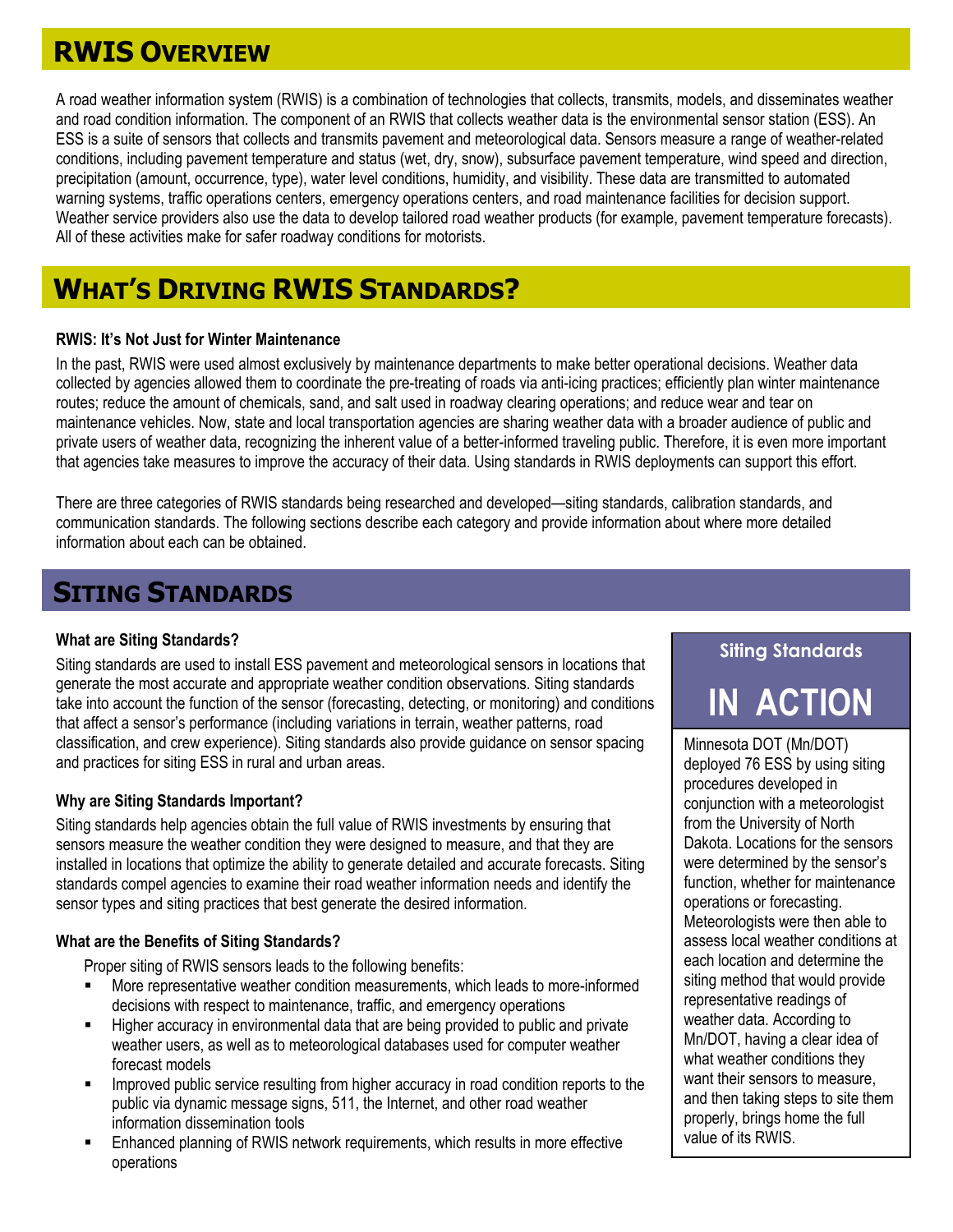## RWIS Overview

A road weather information system (RWIS) is a combination of technologies that collects, transmits, models, and disseminates weather and road condition information. The component of an RWIS that collects weather data is the environmental sensor station (ESS). An ESS is a suite of sensors that collects and transmits pavement and meteorological data. Sensors measure a range of weather-related conditions, including pavement temperature and status (wet, dry, snow), subsurface pavement temperature, wind speed and direction, precipitation (amount, occurrence, type), water level conditions, humidity, and visibility. These data are transmitted to automated warning systems, traffic operations centers, emergency operations centers, and road maintenance facilities for decision support. Weather service providers also use the data to develop tailored road weather products (for example, pavement temperature forecasts). All of these activities make for safer roadway conditions for motorists.

## What's Driving RWIS Standards?

**RWIS: It's Not Just for Winter Maintenance**

In the past, RWIS were used almost exclusively by maintenance departments to make better operational decisions. Weather data collected by agencies allowed them to coordinate the pre-treating of roads via anti-icing practices; efficiently plan winter maintenance routes; reduce the amount of chemicals, sand, and salt used in roadway clearing operations; and reduce wear and tear on maintenance vehicles. Now, state and local transportation agencies are sharing weather data with a broader audience of public and private users of weather data, recognizing the inherent value of a better-informed traveling public. Therefore, it is even more important that agencies take measures to improve the accuracy of their data. Using standards in RWIS deployments can support this effort.

There are three categories of RWIS standards being researched and developed—siting standards, calibration standards, and communication standards. The following sections describe each category and provide information about where more detailed information about each can be obtained.

## Siting Standards

**What are Siting Standards?**

Siting standards are used to install ESS pavement and meteorological sensors in locations that generate the most accurate and appropriate weather condition observations. Siting standards take into account the function of the sensor (forecasting, detecting, or monitoring) and conditions that affect a sensor's performance (including variations in terrain, weather patterns, road classification, and crew experience). Siting standards also provide guidance on sensor spacing and practices for siting ESS in rural and urban areas.

**Why are Siting Standards Important?**

Siting standards help agencies obtain the full value of RWIS investments by ensuring that sensors measure the weather condition they were designed to measure, and that they are installed in locations that optimize the ability to generate detailed and accurate forecasts. Siting standards compel agencies to examine their road weather information needs and identify the sensor types and siting practices that best generate the desired information.

**What are the Benefits of Siting Standards?**

Proper siting of RWIS sensors leads to the following benefits:

- More representative weather condition measurements, which leads to more-informed decisions with respect to maintenance, traffic, and emergency operations
- Higher accuracy in environmental data that are being provided to public and private weather users, as well as to meteorological databases used for computer weather forecast models
- Improved public service resulting from higher accuracy in road condition reports to the public via dynamic message signs, 511, the Internet, and other road weather information dissemination tools
- Enhanced planning of RWIS network requirements, which results in more effective operations

### Siting Standards IN ACTION

Minnesota DOT (Mn/DOT) deployed 76 ESS by using siting procedures developed in conjunction with a meteorologist from the University of North Dakota. Locations for the sensors were determined by the sensor's function, whether for maintenance operations or forecasting. Meteorologists were then able to assess local weather conditions at each location and determine the siting method that would provide representative readings of weather data. According to Mn/DOT, having a clear idea of what weather conditions they want their sensors to measure, and then taking steps to site them properly, brings home the full value of its RWIS.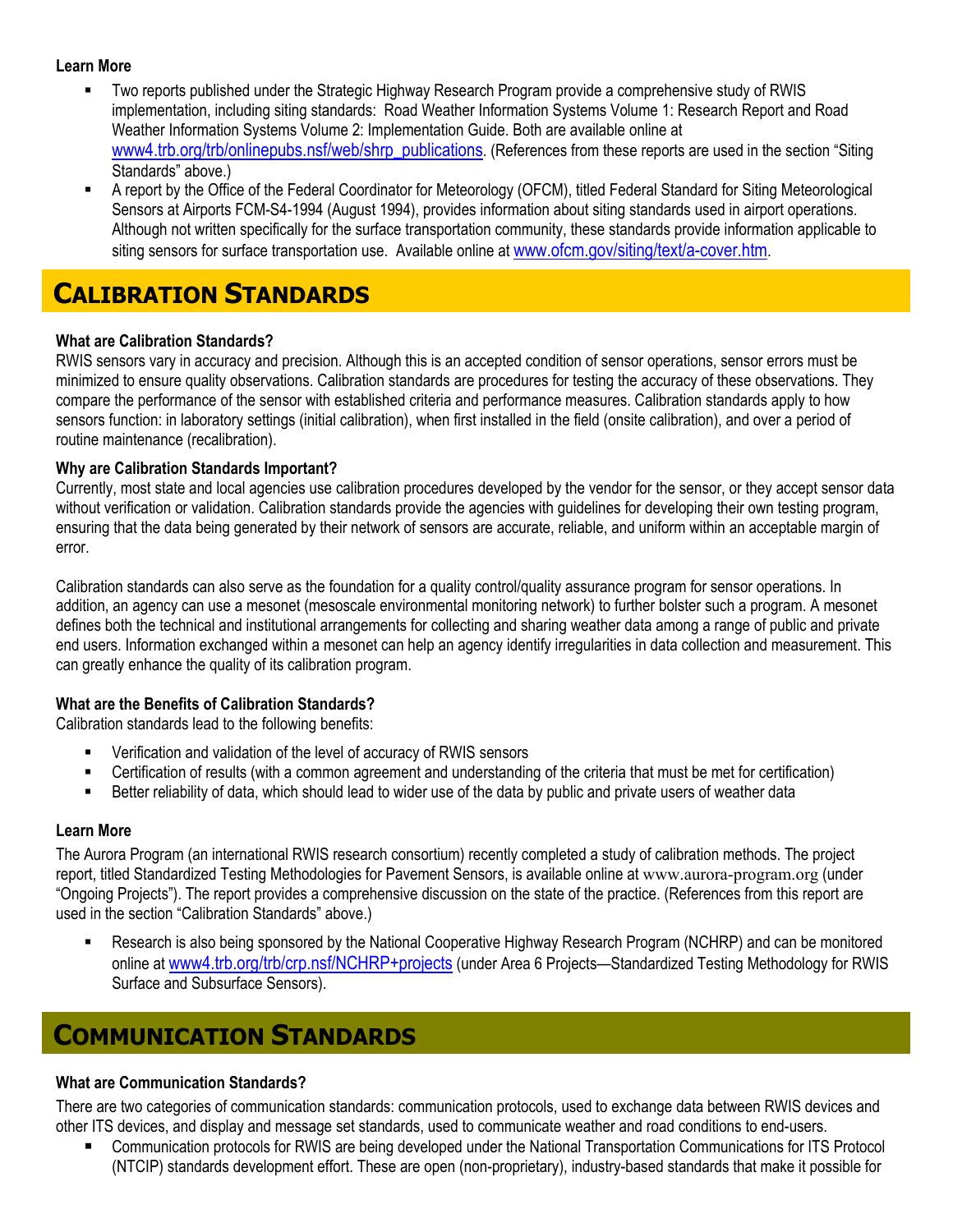**Learn More**

- Two reports published under the Strategic Highway Research Program provide a comprehensive study of RWIS implementation, including siting standards: Road Weather Information Systems Volume 1: Research Report and Road Weather Information Systems Volume 2: Implementation Guide. Both are available online at www4.trb.org/trb/onlinepubs.nsf/web/shrp_publications. (References from these reports are used in the section "Siting Standards" above.)
- A report by the Office of the Federal Coordinator for Meteorology (OFCM), titled Federal Standard for Siting Meteorological Sensors at Airports FCM-S4-1994 (August 1994), provides information about siting standards used in airport operations. Although not written specifically for the surface transportation community, these standards provide information applicable to siting sensors for surface transportation use. Available online at www.ofcm.gov/siting/text/a-cover.htm.

## CALIBRATION STANDARDS

**What are Calibration Standards?**

RWIS sensors vary in accuracy and precision. Although this is an accepted condition of sensor operations, sensor errors must be minimized to ensure quality observations. Calibration standards are procedures for testing the accuracy of these observations. They compare the performance of the sensor with established criteria and performance measures. Calibration standards apply to how sensors function: in laboratory settings (initial calibration), when first installed in the field (onsite calibration), and over a period of routine maintenance (recalibration).

**Why are Calibration Standards Important?**

Currently, most state and local agencies use calibration procedures developed by the vendor for the sensor, or they accept sensor data without verification or validation. Calibration standards provide the agencies with guidelines for developing their own testing program, ensuring that the data being generated by their network of sensors are accurate, reliable, and uniform within an acceptable margin of error.

Calibration standards can also serve as the foundation for a quality control/quality assurance program for sensor operations. In addition, an agency can use a mesonet (mesoscale environmental monitoring network) to further bolster such a program. A mesonet defines both the technical and institutional arrangements for collecting and sharing weather data among a range of public and private end users. Information exchanged within a mesonet can help an agency identify irregularities in data collection and measurement. This can greatly enhance the quality of its calibration program.

**What are the Benefits of Calibration Standards?**

Calibration standards lead to the following benefits:

- Verification and validation of the level of accuracy of RWIS sensors
- Certification of results (with a common agreement and understanding of the criteria that must be met for certification)
- Better reliability of data, which should lead to wider use of the data by public and private users of weather data

**Learn More**

The Aurora Program (an international RWIS research consortium) recently completed a study of calibration methods. The project report, titled Standardized Testing Methodologies for Pavement Sensors, is available online at www.aurora-program.org (under "Ongoing Projects"). The report provides a comprehensive discussion on the state of the practice. (References from this report are used in the section "Calibration Standards" above.)

- Research is also being sponsored by the National Cooperative Highway Research Program (NCHRP) and can be monitored online at www4.trb.org/trb/crp.nsf/NCHRP+projects (under Area 6 Projects—Standardized Testing Methodology for RWIS Surface and Subsurface Sensors).

## COMMUNICATION STANDARDS

**What are Communication Standards?**

There are two categories of communication standards: communication protocols, used to exchange data between RWIS devices and other ITS devices, and display and message set standards, used to communicate weather and road conditions to end-users.

- Communication protocols for RWIS are being developed under the National Transportation Communications for ITS Protocol (NTCIP) standards development effort. These are open (non-proprietary), industry-based standards that make it possible for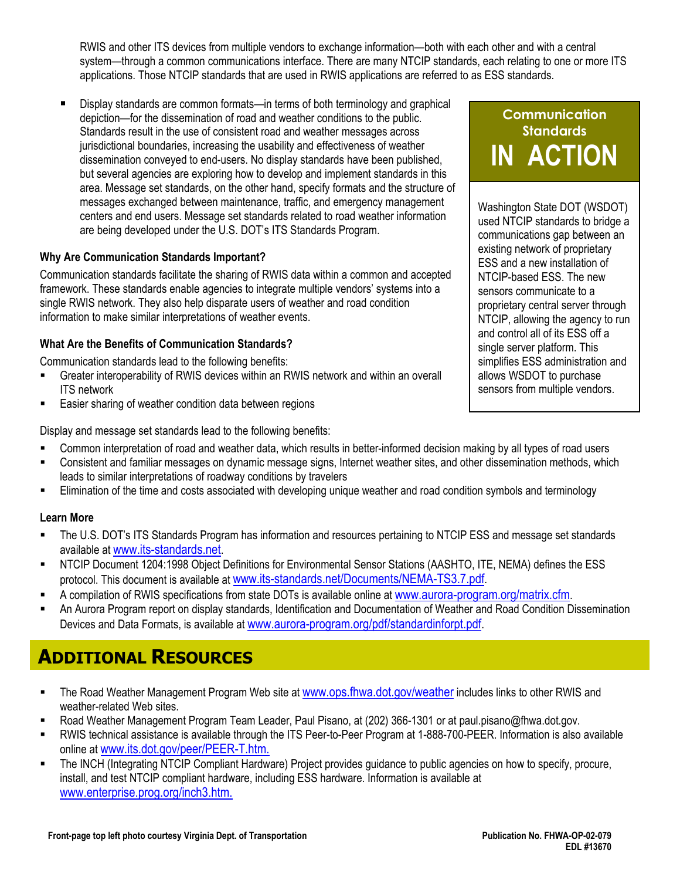RWIS and other ITS devices from multiple vendors to exchange information—both with each other and with a central system—through a common communications interface. There are many NTCIP standards, each relating to one or more ITS applications. Those NTCIP standards that are used in RWIS applications are referred to as ESS standards.

- Display standards are common formats—in terms of both terminology and graphical depiction—for the dissemination of road and weather conditions to the public. Standards result in the use of consistent road and weather messages across jurisdictional boundaries, increasing the usability and effectiveness of weather dissemination conveyed to end-users. No display standards have been published, but several agencies are exploring how to develop and implement standards in this area. Message set standards, on the other hand, specify formats and the structure of messages exchanged between maintenance, traffic, and emergency management centers and end users. Message set standards related to road weather information are being developed under the U.S. DOT's ITS Standards Program.

**Why Are Communication Standards Important?**

Communication standards facilitate the sharing of RWIS data within a common and accepted framework. These standards enable agencies to integrate multiple vendors' systems into a single RWIS network. They also help disparate users of weather and road condition information to make similar interpretations of weather events.

**What Are the Benefits of Communication Standards?**

Communication standards lead to the following benefits:

- Greater interoperability of RWIS devices within an RWIS network and within an overall ITS network
- Easier sharing of weather condition data between regions

Display and message set standards lead to the following benefits:

- Common interpretation of road and weather data, which results in better-informed decision making by all types of road users
- Consistent and familiar messages on dynamic message signs, Internet weather sites, and other dissemination methods, which leads to similar interpretations of roadway conditions by travelers
- Elimination of the time and costs associated with developing unique weather and road condition symbols and terminology

**Communication Standards IN ACTION**

Washington State DOT (WSDOT) used NTCIP standards to bridge a communications gap between an existing network of proprietary ESS and a new installation of NTCIP-based ESS. The new sensors communicate to a proprietary central server through NTCIP, allowing the agency to run and control all of its ESS off a single server platform. This simplifies ESS administration and allows WSDOT to purchase sensors from multiple vendors.

**Learn More**

- The U.S. DOT's ITS Standards Program has information and resources pertaining to NTCIP ESS and message set standards available at www.its-standards.net.
- NTCIP Document 1204:1998 Object Definitions for Environmental Sensor Stations (AASHTO, ITE, NEMA) defines the ESS protocol. This document is available at www.its-standards.net/Documents/NEMA-TS3.7.pdf.
- A compilation of RWIS specifications from state DOTs is available online at www.aurora-program.org/matrix.cfm.
- An Aurora Program report on display standards, Identification and Documentation of Weather and Road Condition Dissemination Devices and Data Formats, is available at www.aurora-program.org/pdf/standardinforpt.pdf.

## ADDITIONAL RESOURCES

- The Road Weather Management Program Web site at www.ops.fhwa.dot.gov/weather includes links to other RWIS and weather-related Web sites.
- Road Weather Management Program Team Leader, Paul Pisano, at (202) 366-1301 or at paul.pisano@fhwa.dot.gov.
- RWIS technical assistance is available through the ITS Peer-to-Peer Program at 1-888-700-PEER. Information is also available online at www.its.dot.gov/peer/PEER-T.htm.
- The INCH (Integrating NTCIP Compliant Hardware) Project provides guidance to public agencies on how to specify, procure, install, and test NTCIP compliant hardware, including ESS hardware. Information is available at www.enterprise.prog.org/inch3.htm.

**Front-page top left photo courtesy Virginia Dept. of Transportation**

**Publication No. FHWA-OP-02-079**
**EDL #13670**